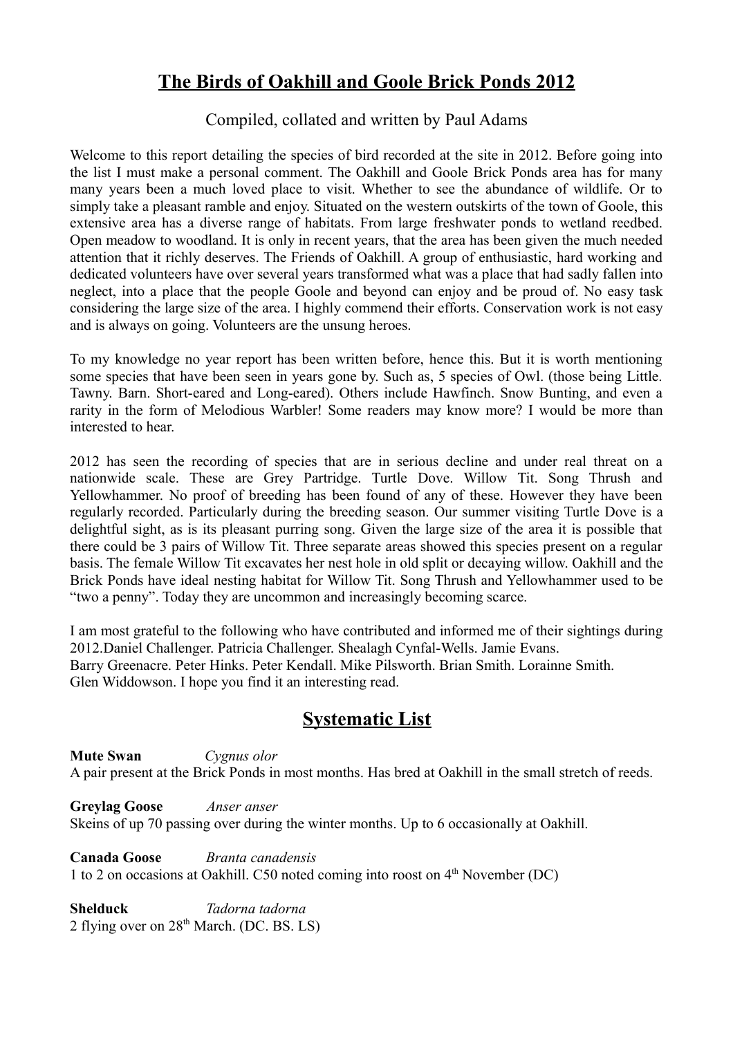# The Birds of Oakhill and Goole Brick Ponds 2012

Compiled, collated and written by Paul Adams

Welcome to this report detailing the species of bird recorded at the site in 2012. Before going into the list I must make a personal comment. The Oakhill and Goole Brick Ponds area has for many many years been a much loved place to visit. Whether to see the abundance of wildlife. Or to simply take a pleasant ramble and enjoy. Situated on the western outskirts of the town of Goole, this extensive area has a diverse range of habitats. From large freshwater ponds to wetland reedbed. Open meadow to woodland. It is only in recent years, that the area has been given the much needed attention that it richly deserves. The Friends of Oakhill. A group of enthusiastic, hard working and dedicated volunteers have over several years transformed what was a place that had sadly fallen into neglect, into a place that the people Goole and beyond can enjoy and be proud of. No easy task considering the large size of the area. I highly commend their efforts. Conservation work is not easy and is always on going. Volunteers are the unsung heroes.

To my knowledge no year report has been written before, hence this. But it is worth mentioning some species that have been seen in years gone by. Such as, 5 species of Owl. (those being Little. Tawny. Barn. Short-eared and Long-eared). Others include Hawfinch. Snow Bunting, and even a rarity in the form of Melodious Warbler! Some readers may know more? I would be more than interested to hear.

2012 has seen the recording of species that are in serious decline and under real threat on a nationwide scale. These are Grey Partridge. Turtle Dove. Willow Tit. Song Thrush and Yellowhammer. No proof of breeding has been found of any of these. However they have been regularly recorded. Particularly during the breeding season. Our summer visiting Turtle Dove is a delightful sight, as is its pleasant purring song. Given the large size of the area it is possible that there could be 3 pairs of Willow Tit. Three separate areas showed this species present on a regular basis. The female Willow Tit excavates her nest hole in old split or decaying willow. Oakhill and the Brick Ponds have ideal nesting habitat for Willow Tit. Song Thrush and Yellowhammer used to be "two a penny". Today they are uncommon and increasingly becoming scarce.

I am most grateful to the following who have contributed and informed me of their sightings during 2012.Daniel Challenger. Patricia Challenger. Shealagh Cynfal-Wells. Jamie Evans.
Barry Greenacre. Peter Hinks. Peter Kendall. Mike Pilsworth. Brian Smith. Lorainne Smith.
Glen Widdowson. I hope you find it an interesting read.

## Systematic List

**Mute Swan** *Cygnus olor*
A pair present at the Brick Ponds in most months. Has bred at Oakhill in the small stretch of reeds.

**Greylag Goose** *Anser anser*
Skeins of up 70 passing over during the winter months. Up to 6 occasionally at Oakhill.

**Canada Goose** *Branta canadensis*
1 to 2 on occasions at Oakhill. C50 noted coming into roost on 4th November (DC)

**Shelduck** *Tadorna tadorna*
2 flying over on 28th March. (DC. BS. LS)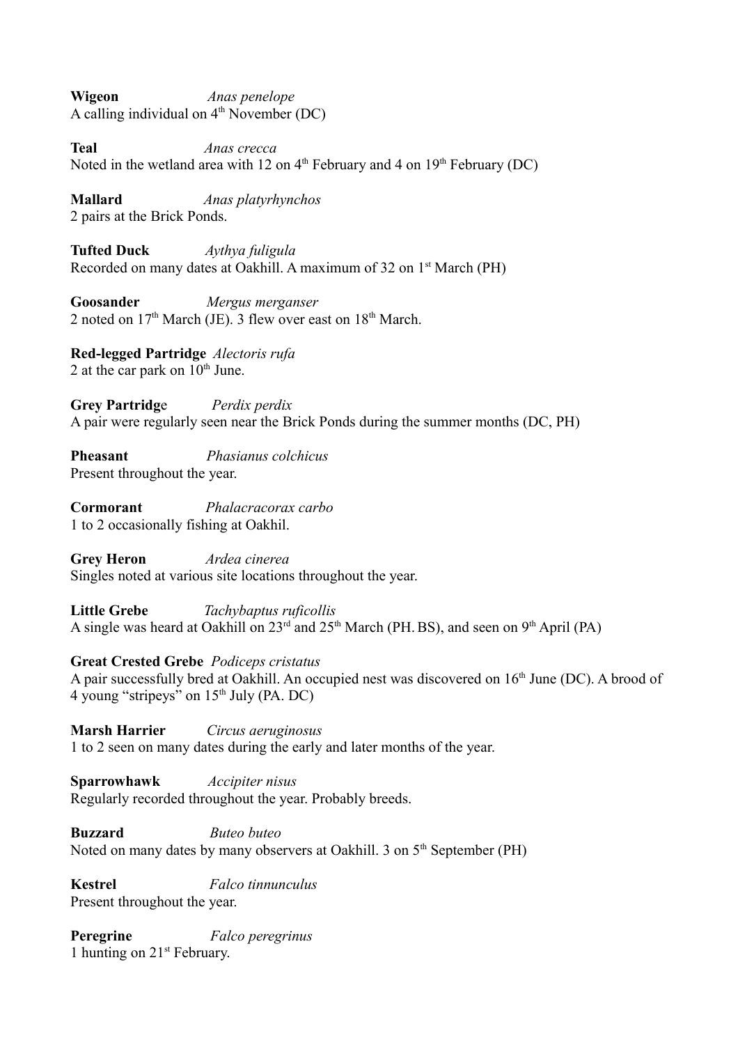**Wigeon** *Anas penelope*
A calling individual on 4th November (DC)

**Teal** *Anas crecca*
Noted in the wetland area with 12 on 4th February and 4 on 19th February (DC)

**Mallard** *Anas platyrhynchos*
2 pairs at the Brick Ponds.

**Tufted Duck** *Aythya fuligula*
Recorded on many dates at Oakhill. A maximum of 32 on 1st March (PH)

**Goosander** *Mergus merganser*
2 noted on 17th March (JE). 3 flew over east on 18th March.

**Red-legged Partridge** *Alectoris rufa*
2 at the car park on 10th June.

**Grey Partridge** *Perdix perdix*
A pair were regularly seen near the Brick Ponds during the summer months (DC, PH)

**Pheasant** *Phasianus colchicus*
Present throughout the year.

**Cormorant** *Phalacracorax carbo*
1 to 2 occasionally fishing at Oakhil.

**Grey Heron** *Ardea cinerea*
Singles noted at various site locations throughout the year.

**Little Grebe** *Tachybaptus ruficollis*
A single was heard at Oakhill on 23rd and 25th March (PH. BS), and seen on 9th April (PA)

**Great Crested Grebe** *Podiceps cristatus*
A pair successfully bred at Oakhill. An occupied nest was discovered on 16th June (DC). A brood of 4 young "stripeys" on 15th July (PA. DC)

**Marsh Harrier** *Circus aeruginosus*
1 to 2 seen on many dates during the early and later months of the year.

**Sparrowhawk** *Accipiter nisus*
Regularly recorded throughout the year. Probably breeds.

**Buzzard** *Buteo buteo*
Noted on many dates by many observers at Oakhill. 3 on 5th September (PH)

**Kestrel** *Falco tinnunculus*
Present throughout the year.

**Peregrine** *Falco peregrinus*
1 hunting on 21st February.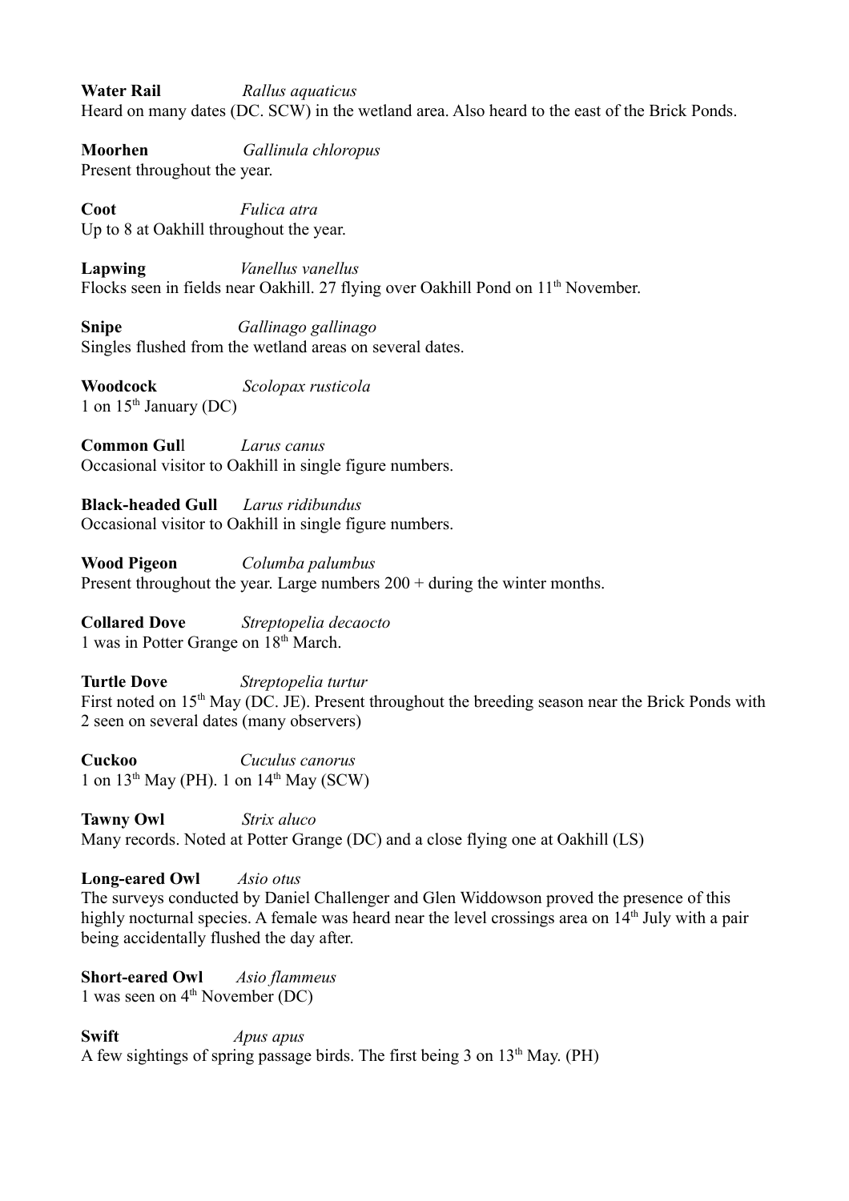**Water Rail** *Rallus aquaticus*
Heard on many dates (DC. SCW) in the wetland area. Also heard to the east of the Brick Ponds.

**Moorhen** *Gallinula chloropus*
Present throughout the year.

**Coot** *Fulica atra*
Up to 8 at Oakhill throughout the year.

**Lapwing** *Vanellus vanellus*
Flocks seen in fields near Oakhill. 27 flying over Oakhill Pond on 11th November.

**Snipe** *Gallinago gallinago*
Singles flushed from the wetland areas on several dates.

**Woodcock** *Scolopax rusticola*
1 on 15th January (DC)

**Common Gul**l *Larus canus*
Occasional visitor to Oakhill in single figure numbers.

**Black-headed Gull** *Larus ridibundus*
Occasional visitor to Oakhill in single figure numbers.

**Wood Pigeon** *Columba palumbus*
Present throughout the year. Large numbers 200 + during the winter months.

**Collared Dove** *Streptopelia decaocto*
1 was in Potter Grange on 18th March.

**Turtle Dove** *Streptopelia turtur*
First noted on 15th May (DC. JE). Present throughout the breeding season near the Brick Ponds with 2 seen on several dates (many observers)

**Cuckoo** *Cuculus canorus*
1 on 13th May (PH). 1 on 14th May (SCW)

**Tawny Owl** *Strix aluco*
Many records. Noted at Potter Grange (DC) and a close flying one at Oakhill (LS)

**Long-eared Owl** *Asio otus*
The surveys conducted by Daniel Challenger and Glen Widdowson proved the presence of this highly nocturnal species. A female was heard near the level crossings area on 14th July with a pair being accidentally flushed the day after.

**Short-eared Owl** *Asio flammeus*
1 was seen on 4th November (DC)

**Swift** *Apus apus*
A few sightings of spring passage birds. The first being 3 on 13th May. (PH)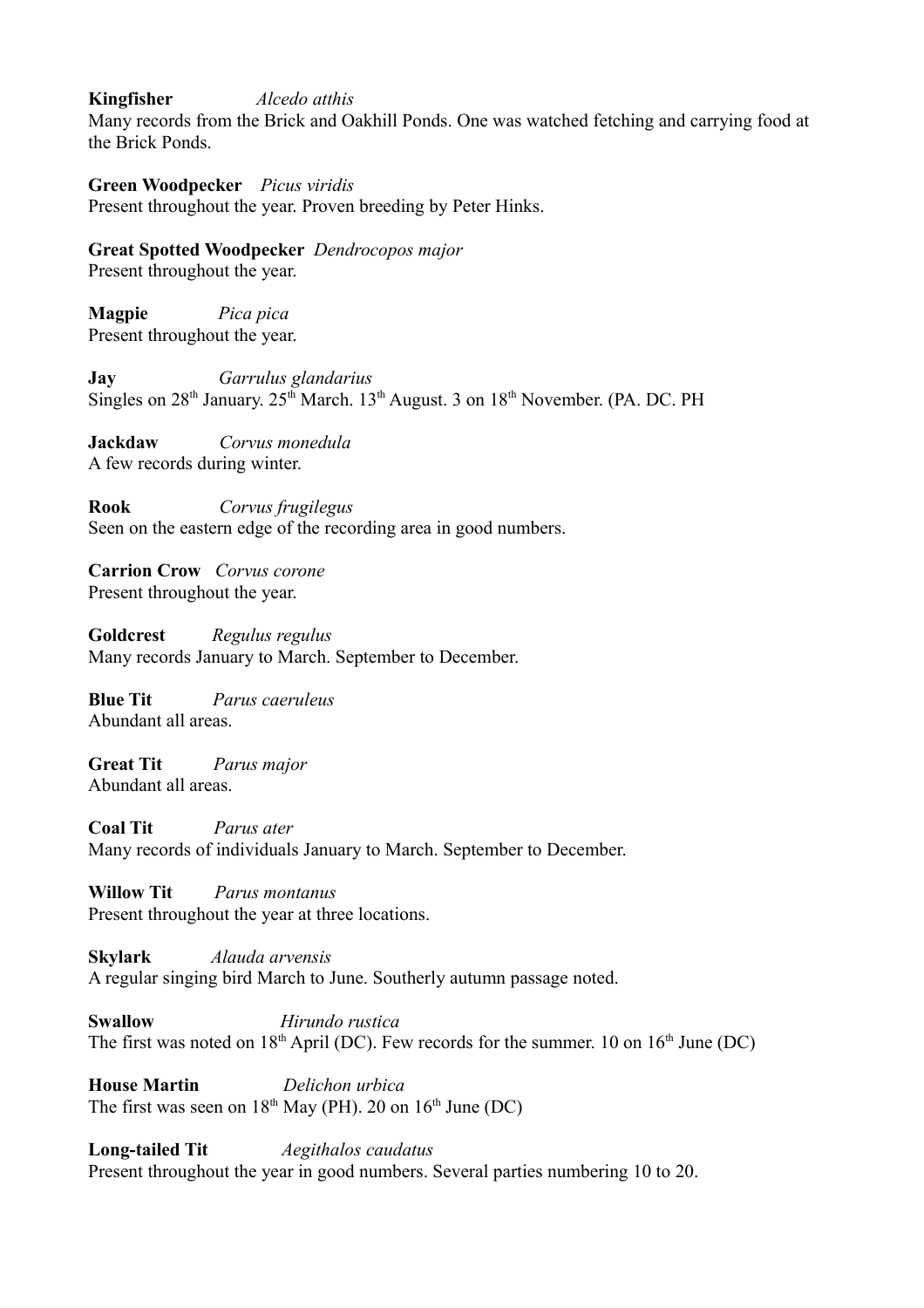**Kingfisher** *Alcedo atthis*
Many records from the Brick and Oakhill Ponds. One was watched fetching and carrying food at the Brick Ponds.

**Green Woodpecker** *Picus viridis*
Present throughout the year. Proven breeding by Peter Hinks.

**Great Spotted Woodpecker** *Dendrocopos major*
Present throughout the year.

**Magpie** *Pica pica*
Present throughout the year.

**Jay** *Garrulus glandarius*
Singles on 28th January. 25th March. 13th August. 3 on 18th November. (PA. DC. PH

**Jackdaw** *Corvus monedula*
A few records during winter.

**Rook** *Corvus frugilegus*
Seen on the eastern edge of the recording area in good numbers.

**Carrion Crow** *Corvus corone*
Present throughout the year.

**Goldcrest** *Regulus regulus*
Many records January to March. September to December.

**Blue Tit** *Parus caeruleus*
Abundant all areas.

**Great Tit** *Parus major*
Abundant all areas.

**Coal Tit** *Parus ater*
Many records of individuals January to March. September to December.

**Willow Tit** *Parus montanus*
Present throughout the year at three locations.

**Skylark** *Alauda arvensis*
A regular singing bird March to June. Southerly autumn passage noted.

**Swallow** *Hirundo rustica*
The first was noted on 18th April (DC). Few records for the summer. 10 on 16th June (DC)

**House Martin** *Delichon urbica*
The first was seen on 18th May (PH). 20 on 16th June (DC)

**Long-tailed Tit** *Aegithalos caudatus*
Present throughout the year in good numbers. Several parties numbering 10 to 20.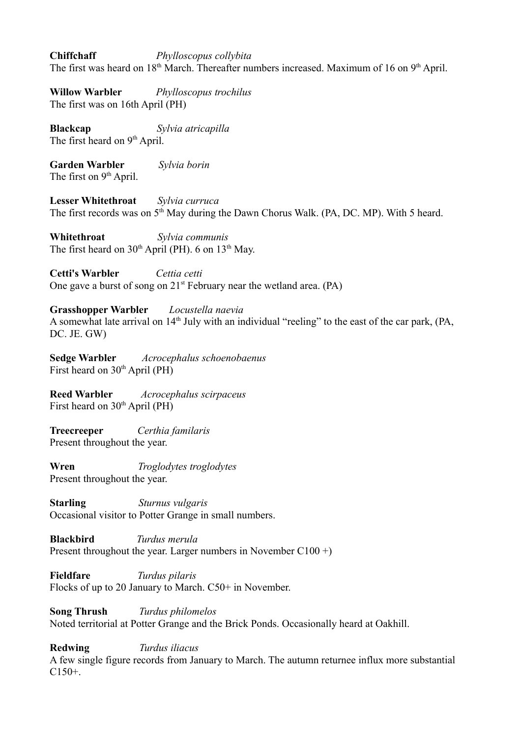**Chiffchaff** *Phylloscopus collybita*
The first was heard on 18th March. Thereafter numbers increased. Maximum of 16 on 9th April.

**Willow Warbler** *Phylloscopus trochilus*
The first was on 16th April (PH)

**Blackcap** *Sylvia atricapilla*
The first heard on 9th April.

**Garden Warbler** *Sylvia borin*
The first on 9th April.

**Lesser Whitethroat** *Sylvia curruca*
The first records was on 5th May during the Dawn Chorus Walk. (PA, DC. MP). With 5 heard.

**Whitethroat** *Sylvia communis*
The first heard on 30th April (PH). 6 on 13th May.

**Cetti's Warbler** *Cettia cetti*
One gave a burst of song on 21st February near the wetland area. (PA)

**Grasshopper Warbler** *Locustella naevia*
A somewhat late arrival on 14th July with an individual "reeling" to the east of the car park, (PA, DC. JE. GW)

**Sedge Warbler** *Acrocephalus schoenobaenus*
First heard on 30th April (PH)

**Reed Warbler** *Acrocephalus scirpaceus*
First heard on 30th April (PH)

**Treecreeper** *Certhia familaris*
Present throughout the year.

**Wren** *Troglodytes troglodytes*
Present throughout the year.

**Starling** *Sturnus vulgaris*
Occasional visitor to Potter Grange in small numbers.

**Blackbird** *Turdus merula*
Present throughout the year. Larger numbers in November C100 +)

**Fieldfare** *Turdus pilaris*
Flocks of up to 20 January to March. C50+ in November.

**Song Thrush** *Turdus philomelos*
Noted territorial at Potter Grange and the Brick Ponds. Occasionally heard at Oakhill.

**Redwing** *Turdus iliacus*
A few single figure records from January to March. The autumn returnee influx more substantial C150+.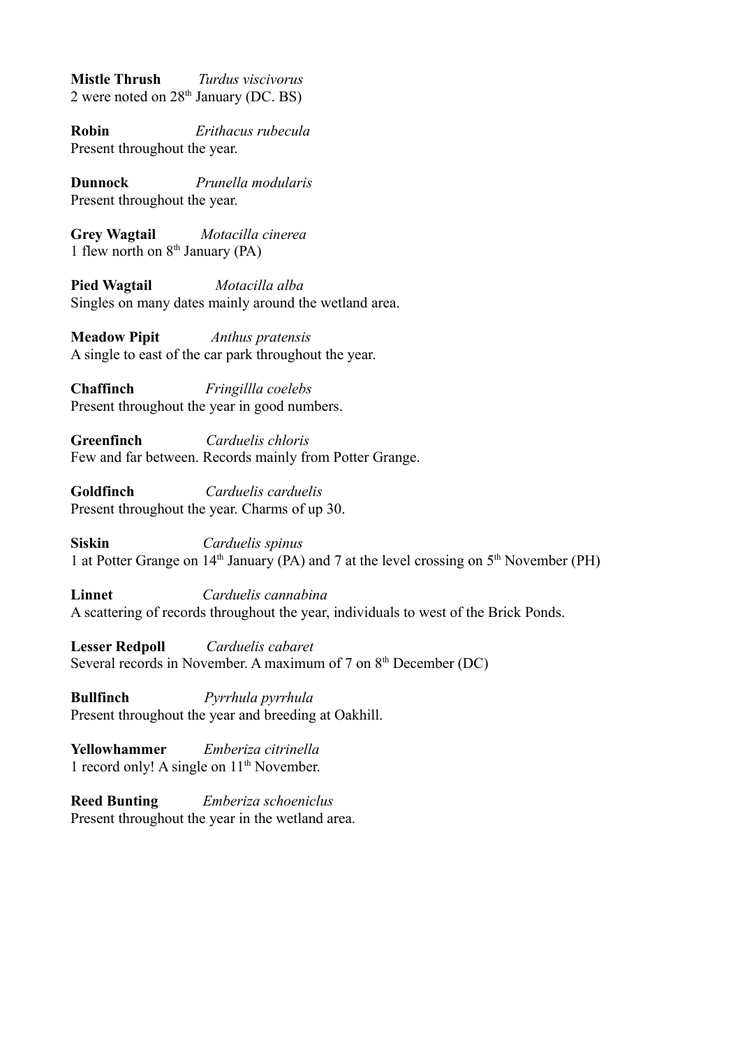**Mistle Thrush** *Turdus viscivorus*
2 were noted on 28th January (DC. BS)

**Robin** *Erithacus rubecula*
Present throughout the year.

**Dunnock** *Prunella modularis*
Present throughout the year.

**Grey Wagtail** *Motacilla cinerea*
1 flew north on 8th January (PA)

**Pied Wagtail** *Motacilla alba*
Singles on many dates mainly around the wetland area.

**Meadow Pipit** *Anthus pratensis*
A single to east of the car park throughout the year.

**Chaffinch** *Fringillla coelebs*
Present throughout the year in good numbers.

**Greenfinch** *Carduelis chloris*
Few and far between. Records mainly from Potter Grange.

**Goldfinch** *Carduelis carduelis*
Present throughout the year. Charms of up 30.

**Siskin** *Carduelis spinus*
1 at Potter Grange on 14th January (PA) and 7 at the level crossing on 5th November (PH)

**Linnet** *Carduelis cannabina*
A scattering of records throughout the year, individuals to west of the Brick Ponds.

**Lesser Redpoll** *Carduelis cabaret*
Several records in November. A maximum of 7 on 8th December (DC)

**Bullfinch** *Pyrrhula pyrrhula*
Present throughout the year and breeding at Oakhill.

**Yellowhammer** *Emberiza citrinella*
1 record only! A single on 11th November.

**Reed Bunting** *Emberiza schoeniclus*
Present throughout the year in the wetland area.